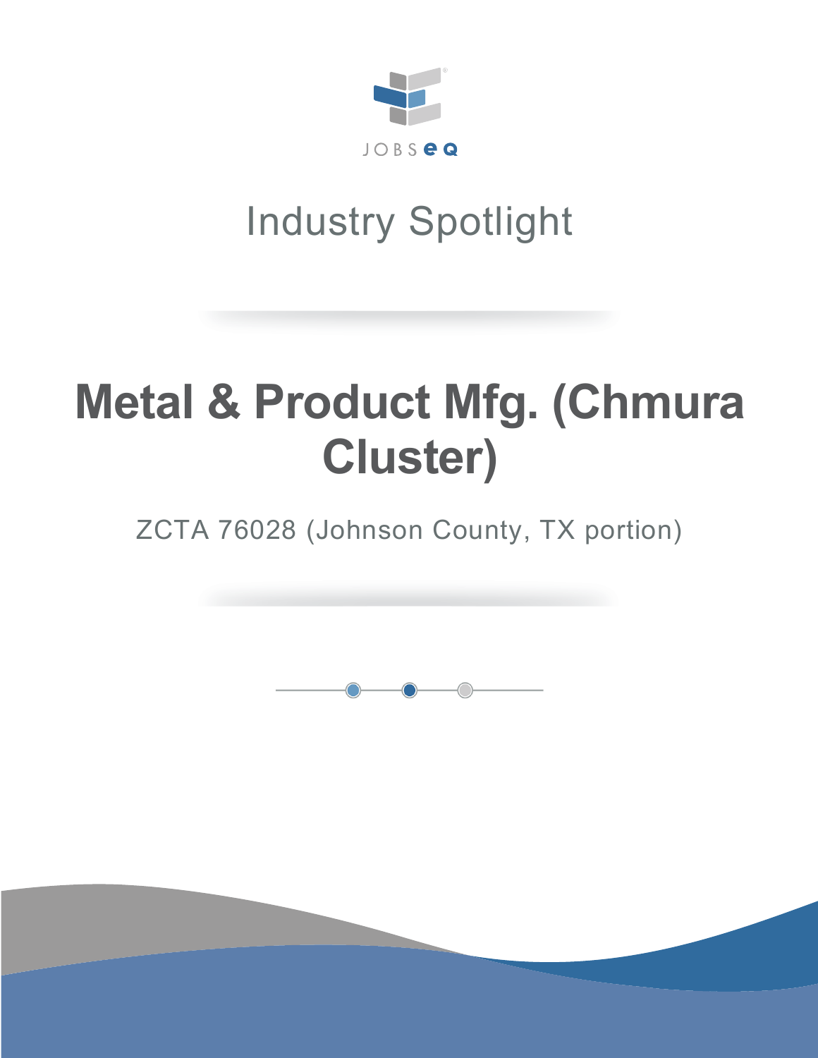JOBSEQ

Industry Spotlight

# Metal & Product Mfg. (Chmura Cluster)

ZCTA 76028 (Johnson County, TX portion)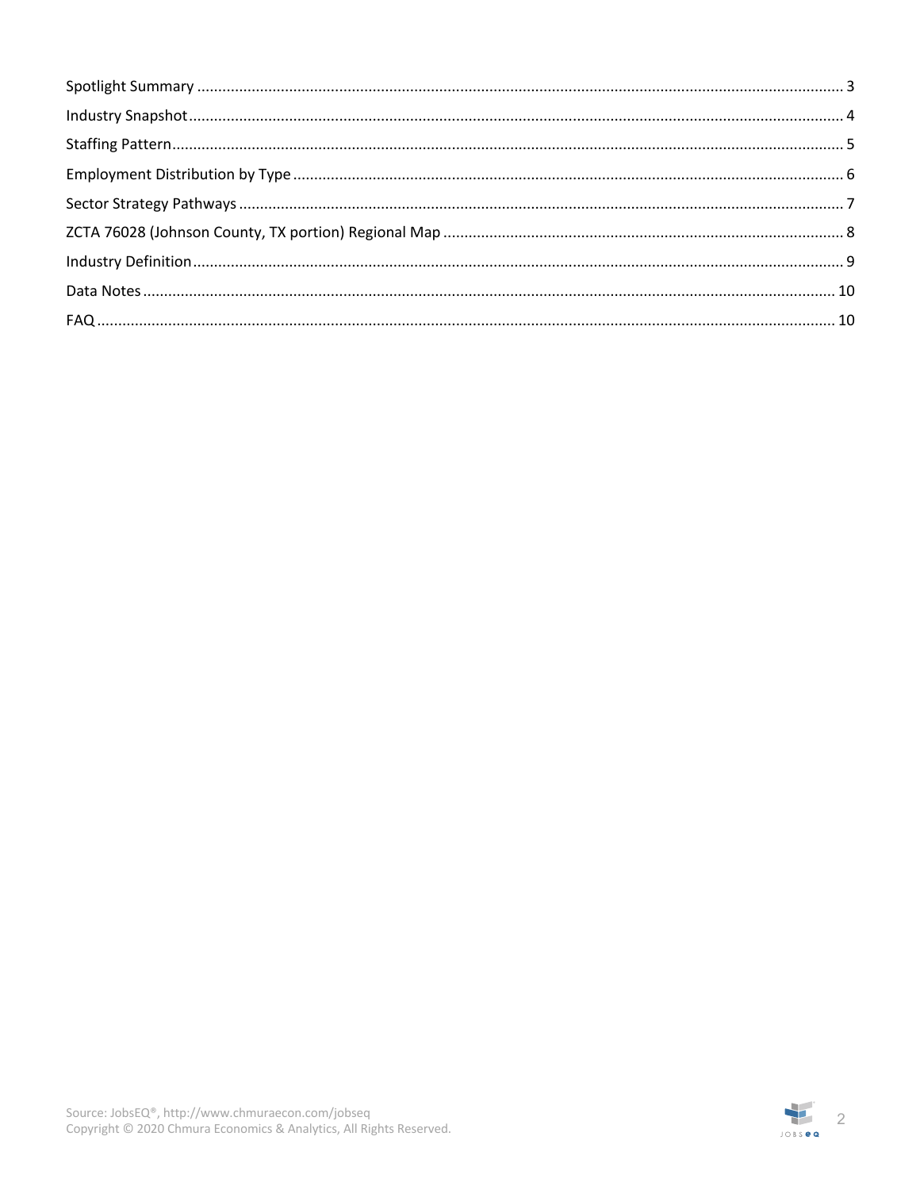Spotlight Summary ........................................................................................................................................ 3
Industry Snapshot.......................................................................................................................................... 4
Staffing Pattern.............................................................................................................................................. 5
Employment Distribution by Type .................................................................................................................. 6
Sector Strategy Pathways .............................................................................................................................. 7
ZCTA 76028 (Johnson County, TX portion) Regional Map .............................................................................. 8
Industry Definition......................................................................................................................................... 9
Data Notes .................................................................................................................................................. 10
FAQ ............................................................................................................................................................. 10

Source: JobsEQ®, http://www.chmuraecon.com/jobseq
Copyright © 2020 Chmura Economics & Analytics, All Rights Reserved.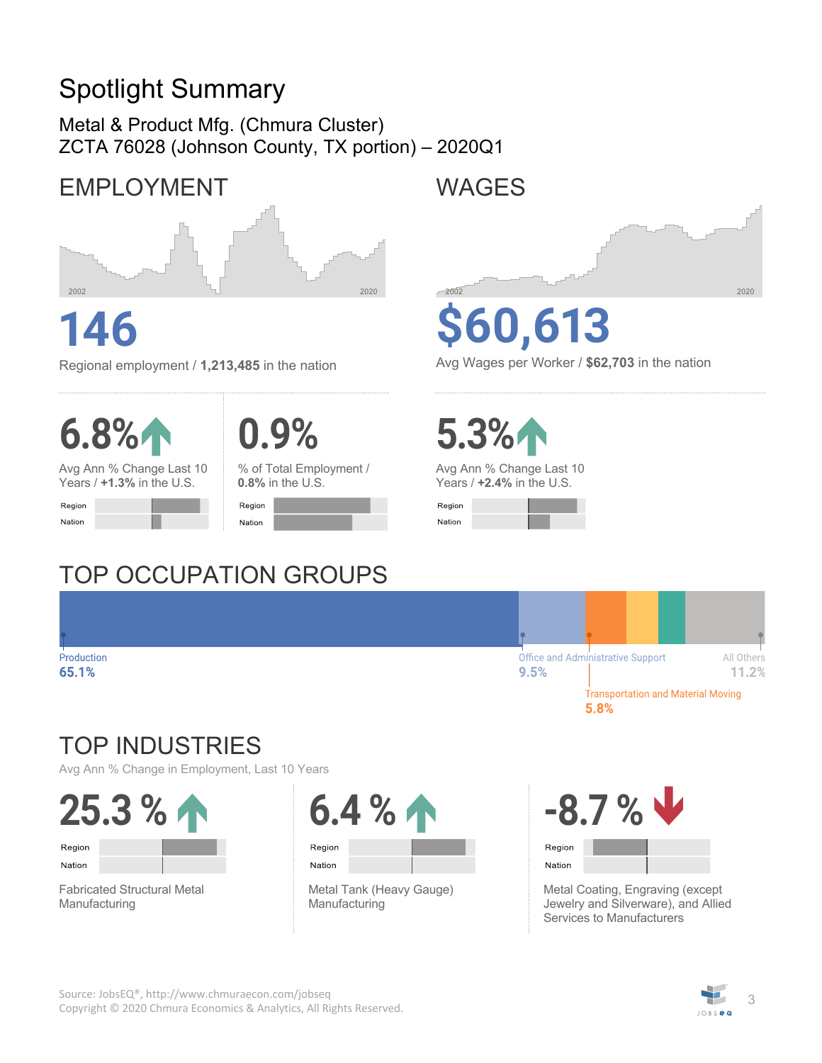# Spotlight Summary

Metal & Product Mfg. (Chmura Cluster)
ZCTA 76028 (Johnson County, TX portion) – 2020Q1

## EMPLOYMENT

2002 2020

**146**

Regional employment / **1,213,485** in the nation

**6.8%**

Avg Ann % Change Last 10 Years / **+1.3%** in the U.S.

Region
Nation

**0.9%**

% of Total Employment / **0.8%** in the U.S.

Region
Nation

## WAGES

2002 2020

**$60,613**

Avg Wages per Worker / **$62,703** in the nation

**5.3%**

Avg Ann % Change Last 10 Years / **+2.4%** in the U.S.

Region
Nation

## TOP OCCUPATION GROUPS

Production 65.1%

Office and Administrative Support 9.5%

All Others 11.2%

Transportation and Material Moving 5.8%

## TOP INDUSTRIES

Avg Ann % Change in Employment, Last 10 Years

**25.3 %**

Region
Nation

Fabricated Structural Metal Manufacturing

**6.4 %**

Region
Nation

Metal Tank (Heavy Gauge) Manufacturing

**-8.7 %**

Region
Nation

Metal Coating, Engraving (except Jewelry and Silverware), and Allied Services to Manufacturers

Source: JobsEQ®, http://www.chmuraecon.com/jobseq
Copyright © 2020 Chmura Economics & Analytics, All Rights Reserved.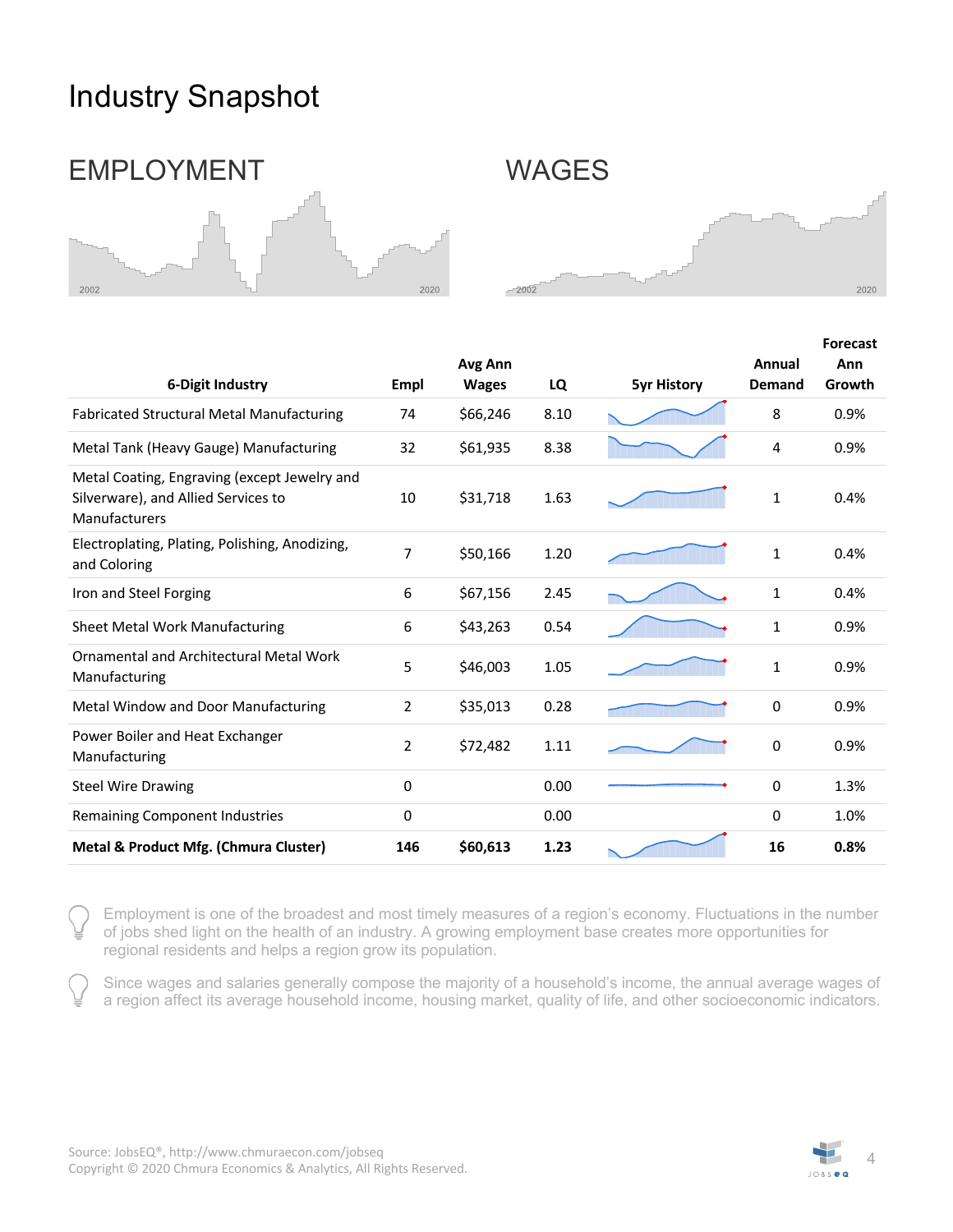# Industry Snapshot

## EMPLOYMENT

2002 2020

## WAGES

2002 2020

| 6-Digit Industry | Empl | Avg Ann Wages | LQ | 5yr History | Annual Demand | Forecast Ann Growth |
|---|---|---|---|---|---|---|
| Fabricated Structural Metal Manufacturing | 74 | $66,246 | 8.10 | | 8 | 0.9% |
| Metal Tank (Heavy Gauge) Manufacturing | 32 | $61,935 | 8.38 | | 4 | 0.9% |
| Metal Coating, Engraving (except Jewelry and Silverware), and Allied Services to Manufacturers | 10 | $31,718 | 1.63 | | 1 | 0.4% |
| Electroplating, Plating, Polishing, Anodizing, and Coloring | 7 | $50,166 | 1.20 | | 1 | 0.4% |
| Iron and Steel Forging | 6 | $67,156 | 2.45 | | 1 | 0.4% |
| Sheet Metal Work Manufacturing | 6 | $43,263 | 0.54 | | 1 | 0.9% |
| Ornamental and Architectural Metal Work Manufacturing | 5 | $46,003 | 1.05 | | 1 | 0.9% |
| Metal Window and Door Manufacturing | 2 | $35,013 | 0.28 | | 0 | 0.9% |
| Power Boiler and Heat Exchanger Manufacturing | 2 | $72,482 | 1.11 | | 0 | 0.9% |
| Steel Wire Drawing | 0 | | 0.00 | | 0 | 1.3% |
| Remaining Component Industries | 0 | | 0.00 | | 0 | 1.0% |
| **Metal & Product Mfg. (Chmura Cluster)** | **146** | **$60,613** | **1.23** | | **16** | **0.8%** |

Employment is one of the broadest and most timely measures of a region's economy. Fluctuations in the number of jobs shed light on the health of an industry. A growing employment base creates more opportunities for regional residents and helps a region grow its population.

Since wages and salaries generally compose the majority of a household's income, the annual average wages of a region affect its average household income, housing market, quality of life, and other socioeconomic indicators.

Source: JobsEQ®, http://www.chmuraecon.com/jobseq
Copyright © 2020 Chmura Economics & Analytics, All Rights Reserved.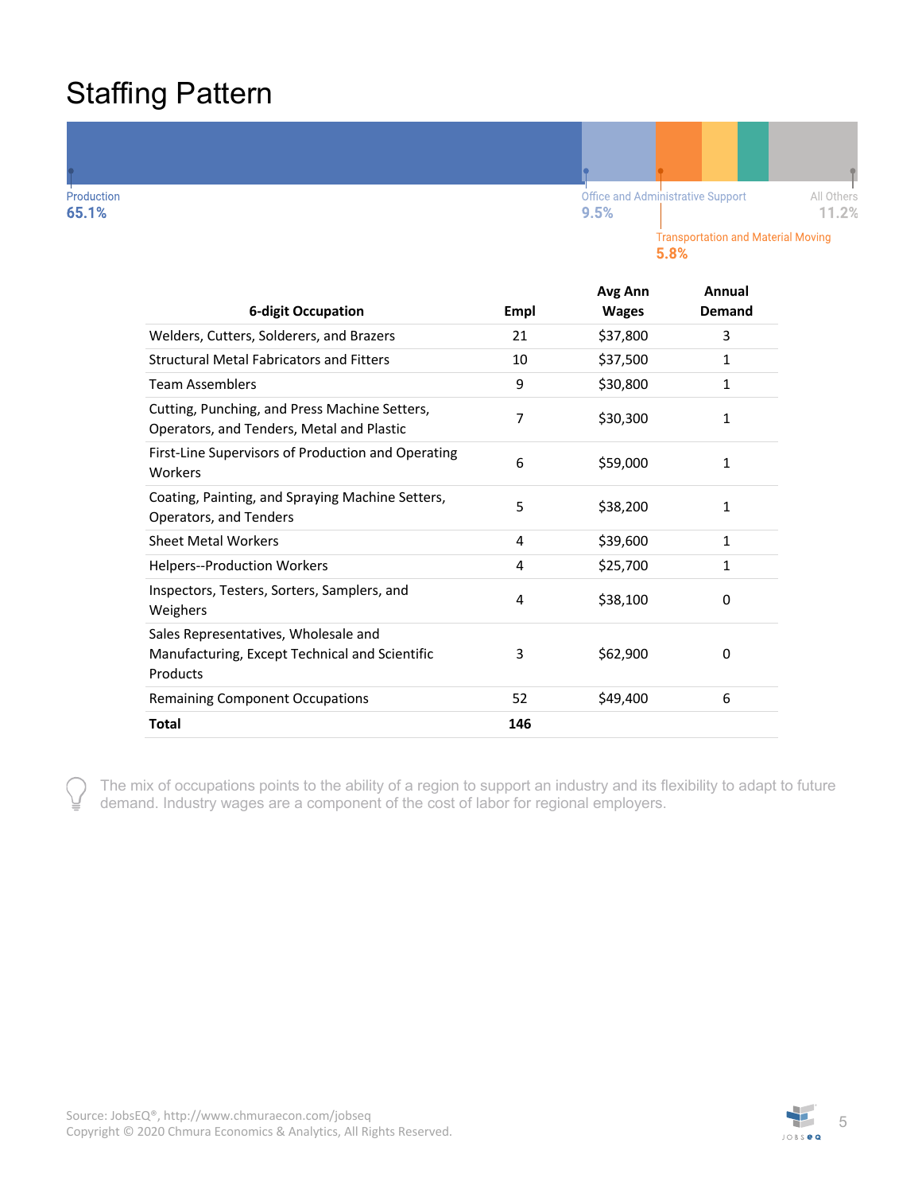# Staffing Pattern

Production 65.1%

Office and Administrative Support 9.5%

Transportation and Material Moving 5.8%

All Others 11.2%

| 6-digit Occupation | Empl | Avg Ann Wages | Annual Demand |
|---|---|---|---|
| Welders, Cutters, Solderers, and Brazers | 21 | $37,800 | 3 |
| Structural Metal Fabricators and Fitters | 10 | $37,500 | 1 |
| Team Assemblers | 9 | $30,800 | 1 |
| Cutting, Punching, and Press Machine Setters, Operators, and Tenders, Metal and Plastic | 7 | $30,300 | 1 |
| First-Line Supervisors of Production and Operating Workers | 6 | $59,000 | 1 |
| Coating, Painting, and Spraying Machine Setters, Operators, and Tenders | 5 | $38,200 | 1 |
| Sheet Metal Workers | 4 | $39,600 | 1 |
| Helpers--Production Workers | 4 | $25,700 | 1 |
| Inspectors, Testers, Sorters, Samplers, and Weighers | 4 | $38,100 | 0 |
| Sales Representatives, Wholesale and Manufacturing, Except Technical and Scientific Products | 3 | $62,900 | 0 |
| Remaining Component Occupations | 52 | $49,400 | 6 |
| **Total** | **146** | | |

The mix of occupations points to the ability of a region to support an industry and its flexibility to adapt to future demand. Industry wages are a component of the cost of labor for regional employers.

Source: JobsEQ®, http://www.chmuraecon.com/jobseq
Copyright © 2020 Chmura Economics & Analytics, All Rights Reserved.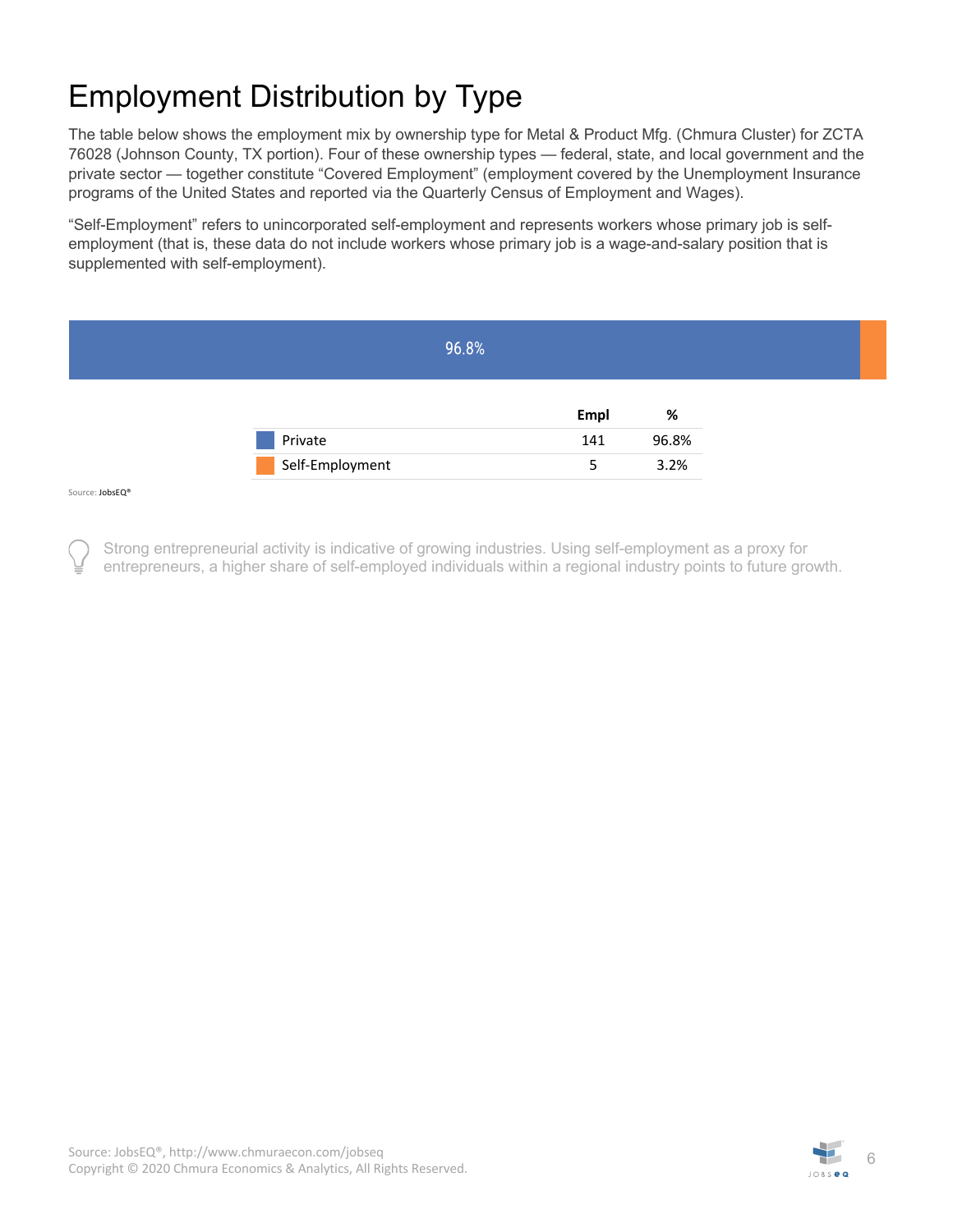# Employment Distribution by Type

The table below shows the employment mix by ownership type for Metal & Product Mfg. (Chmura Cluster) for ZCTA 76028 (Johnson County, TX portion). Four of these ownership types — federal, state, and local government and the private sector — together constitute “Covered Employment” (employment covered by the Unemployment Insurance programs of the United States and reported via the Quarterly Census of Employment and Wages).

“Self-Employment” refers to unincorporated self-employment and represents workers whose primary job is self-employment (that is, these data do not include workers whose primary job is a wage-and-salary position that is supplemented with self-employment).

96.8%

| | Empl | % |
|---|---|---|
| Private | 141 | 96.8% |
| Self-Employment | 5 | 3.2% |

Source: JobsEQ®

Strong entrepreneurial activity is indicative of growing industries. Using self-employment as a proxy for entrepreneurs, a higher share of self-employed individuals within a regional industry points to future growth.

Source: JobsEQ®, http://www.chmuraecon.com/jobseq
Copyright © 2020 Chmura Economics & Analytics, All Rights Reserved.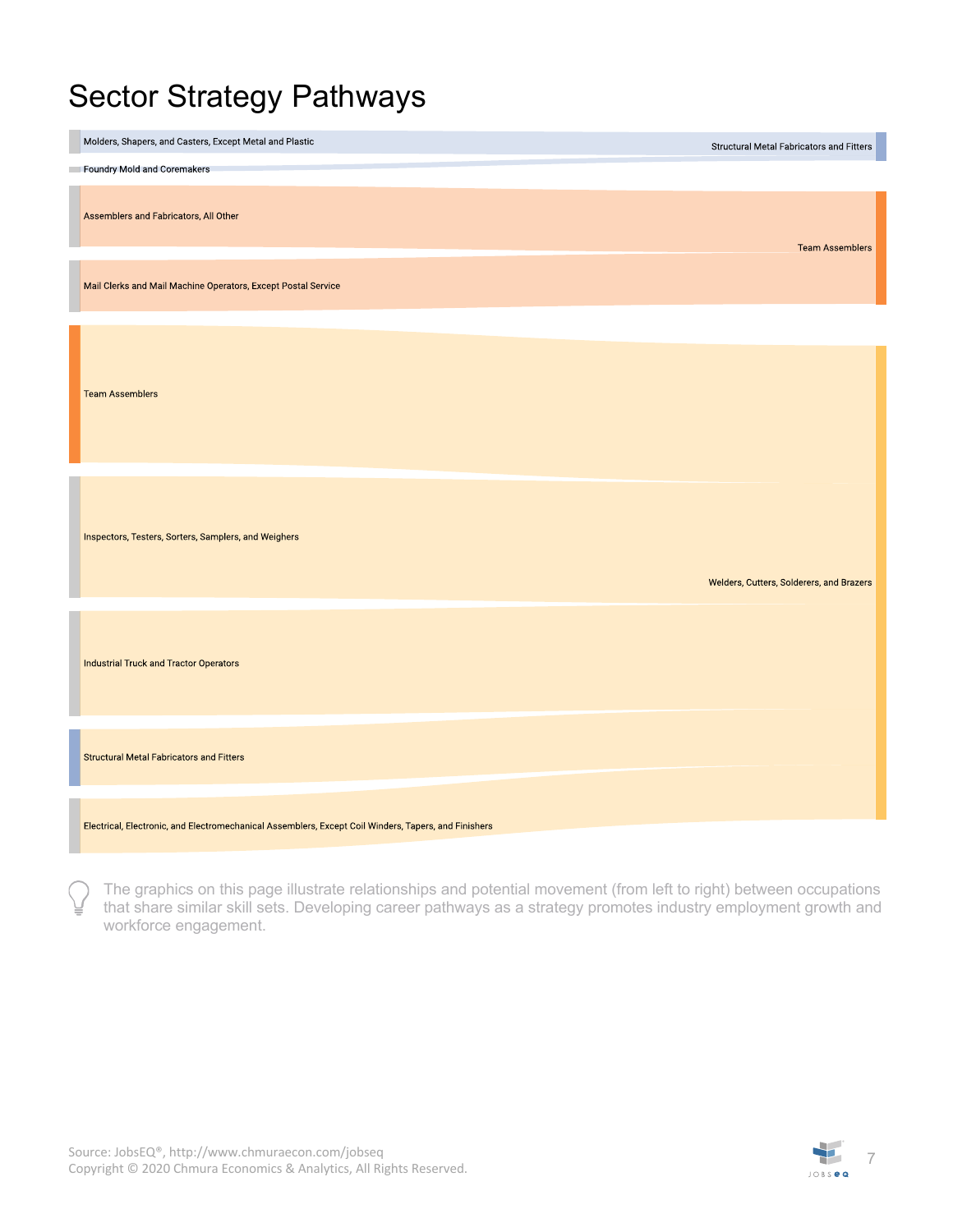# Sector Strategy Pathways

Molders, Shapers, and Casters, Except Metal and Plastic

Foundry Mold and Coremakers

Structural Metal Fabricators and Fitters

Assemblers and Fabricators, All Other

Mail Clerks and Mail Machine Operators, Except Postal Service

Team Assemblers

Team Assemblers

Inspectors, Testers, Sorters, Samplers, and Weighers

Industrial Truck and Tractor Operators

Structural Metal Fabricators and Fitters

Electrical, Electronic, and Electromechanical Assemblers, Except Coil Winders, Tapers, and Finishers

Welders, Cutters, Solderers, and Brazers

The graphics on this page illustrate relationships and potential movement (from left to right) between occupations that share similar skill sets. Developing career pathways as a strategy promotes industry employment growth and workforce engagement.

Source: JobsEQ®, http://www.chmuraecon.com/jobseq
Copyright © 2020 Chmura Economics & Analytics, All Rights Reserved.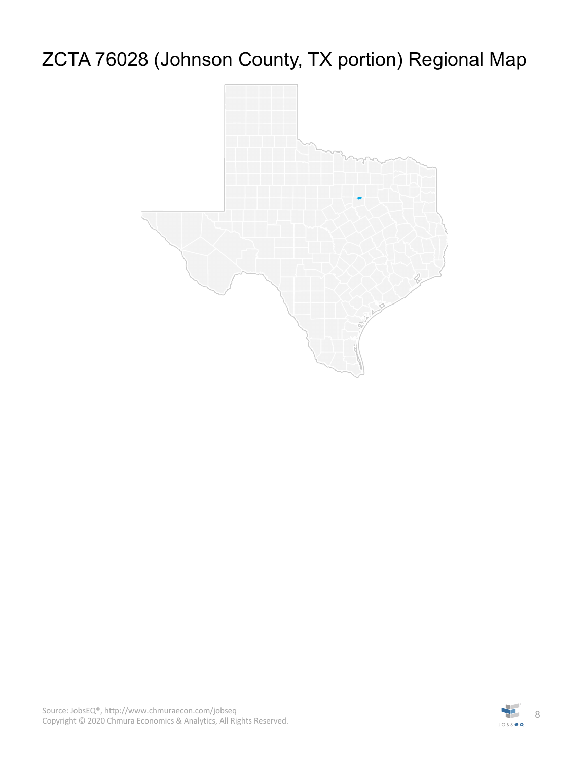# ZCTA 76028 (Johnson County, TX portion) Regional Map

Source: JobsEQ®, http://www.chmuraecon.com/jobseq
Copyright © 2020 Chmura Economics & Analytics, All Rights Reserved.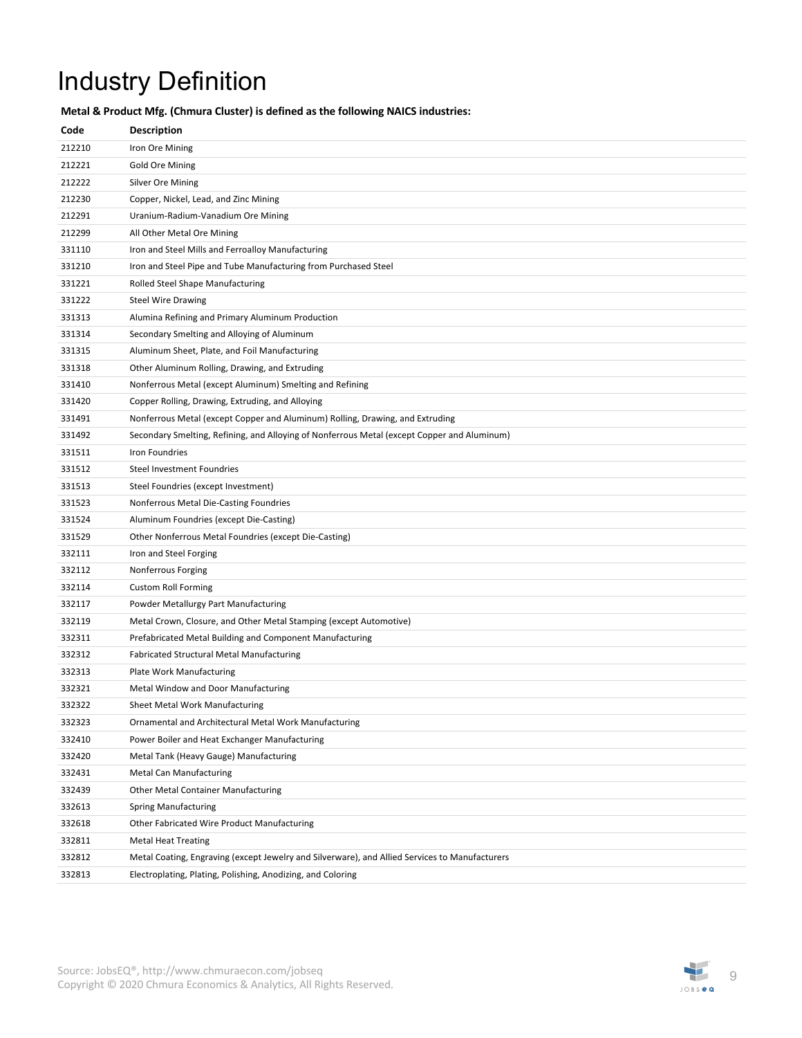# Industry Definition

**Metal & Product Mfg. (Chmura Cluster) is defined as the following NAICS industries:**

| Code | Description |
|---|---|
| 212210 | Iron Ore Mining |
| 212221 | Gold Ore Mining |
| 212222 | Silver Ore Mining |
| 212230 | Copper, Nickel, Lead, and Zinc Mining |
| 212291 | Uranium-Radium-Vanadium Ore Mining |
| 212299 | All Other Metal Ore Mining |
| 331110 | Iron and Steel Mills and Ferroalloy Manufacturing |
| 331210 | Iron and Steel Pipe and Tube Manufacturing from Purchased Steel |
| 331221 | Rolled Steel Shape Manufacturing |
| 331222 | Steel Wire Drawing |
| 331313 | Alumina Refining and Primary Aluminum Production |
| 331314 | Secondary Smelting and Alloying of Aluminum |
| 331315 | Aluminum Sheet, Plate, and Foil Manufacturing |
| 331318 | Other Aluminum Rolling, Drawing, and Extruding |
| 331410 | Nonferrous Metal (except Aluminum) Smelting and Refining |
| 331420 | Copper Rolling, Drawing, Extruding, and Alloying |
| 331491 | Nonferrous Metal (except Copper and Aluminum) Rolling, Drawing, and Extruding |
| 331492 | Secondary Smelting, Refining, and Alloying of Nonferrous Metal (except Copper and Aluminum) |
| 331511 | Iron Foundries |
| 331512 | Steel Investment Foundries |
| 331513 | Steel Foundries (except Investment) |
| 331523 | Nonferrous Metal Die-Casting Foundries |
| 331524 | Aluminum Foundries (except Die-Casting) |
| 331529 | Other Nonferrous Metal Foundries (except Die-Casting) |
| 332111 | Iron and Steel Forging |
| 332112 | Nonferrous Forging |
| 332114 | Custom Roll Forming |
| 332117 | Powder Metallurgy Part Manufacturing |
| 332119 | Metal Crown, Closure, and Other Metal Stamping (except Automotive) |
| 332311 | Prefabricated Metal Building and Component Manufacturing |
| 332312 | Fabricated Structural Metal Manufacturing |
| 332313 | Plate Work Manufacturing |
| 332321 | Metal Window and Door Manufacturing |
| 332322 | Sheet Metal Work Manufacturing |
| 332323 | Ornamental and Architectural Metal Work Manufacturing |
| 332410 | Power Boiler and Heat Exchanger Manufacturing |
| 332420 | Metal Tank (Heavy Gauge) Manufacturing |
| 332431 | Metal Can Manufacturing |
| 332439 | Other Metal Container Manufacturing |
| 332613 | Spring Manufacturing |
| 332618 | Other Fabricated Wire Product Manufacturing |
| 332811 | Metal Heat Treating |
| 332812 | Metal Coating, Engraving (except Jewelry and Silverware), and Allied Services to Manufacturers |
| 332813 | Electroplating, Plating, Polishing, Anodizing, and Coloring |

Source: JobsEQ®, http://www.chmuraecon.com/jobseq
Copyright © 2020 Chmura Economics & Analytics, All Rights Reserved.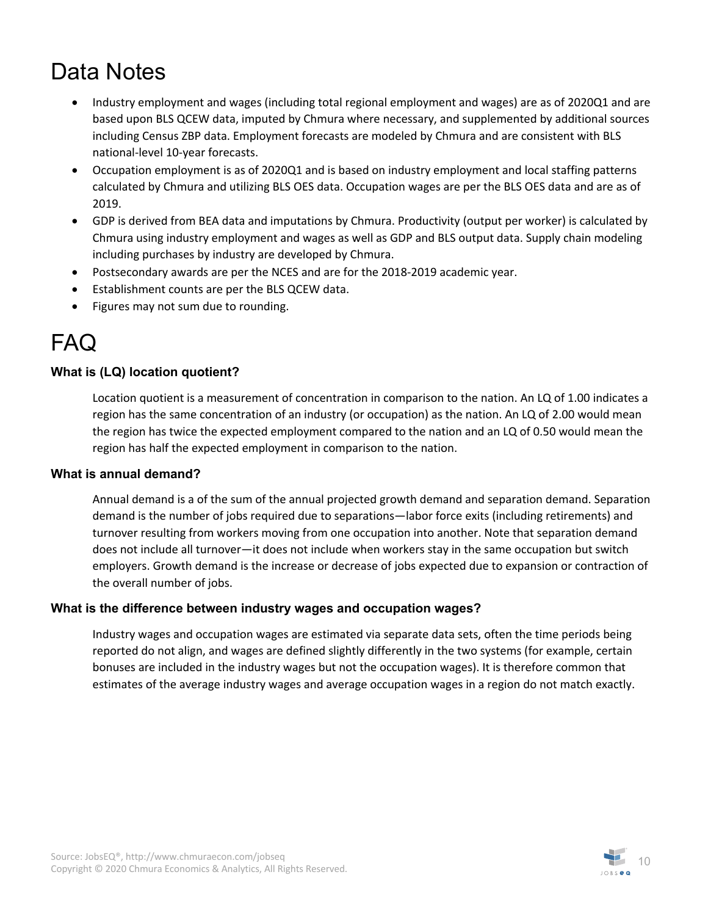# Data Notes

- Industry employment and wages (including total regional employment and wages) are as of 2020Q1 and are based upon BLS QCEW data, imputed by Chmura where necessary, and supplemented by additional sources including Census ZBP data. Employment forecasts are modeled by Chmura and are consistent with BLS national-level 10-year forecasts.
- Occupation employment is as of 2020Q1 and is based on industry employment and local staffing patterns calculated by Chmura and utilizing BLS OES data. Occupation wages are per the BLS OES data and are as of 2019.
- GDP is derived from BEA data and imputations by Chmura. Productivity (output per worker) is calculated by Chmura using industry employment and wages as well as GDP and BLS output data. Supply chain modeling including purchases by industry are developed by Chmura.
- Postsecondary awards are per the NCES and are for the 2018-2019 academic year.
- Establishment counts are per the BLS QCEW data.
- Figures may not sum due to rounding.

# FAQ

### What is (LQ) location quotient?

Location quotient is a measurement of concentration in comparison to the nation. An LQ of 1.00 indicates a region has the same concentration of an industry (or occupation) as the nation. An LQ of 2.00 would mean the region has twice the expected employment compared to the nation and an LQ of 0.50 would mean the region has half the expected employment in comparison to the nation.

### What is annual demand?

Annual demand is a of the sum of the annual projected growth demand and separation demand. Separation demand is the number of jobs required due to separations—labor force exits (including retirements) and turnover resulting from workers moving from one occupation into another. Note that separation demand does not include all turnover—it does not include when workers stay in the same occupation but switch employers. Growth demand is the increase or decrease of jobs expected due to expansion or contraction of the overall number of jobs.

### What is the difference between industry wages and occupation wages?

Industry wages and occupation wages are estimated via separate data sets, often the time periods being reported do not align, and wages are defined slightly differently in the two systems (for example, certain bonuses are included in the industry wages but not the occupation wages). It is therefore common that estimates of the average industry wages and average occupation wages in a region do not match exactly.